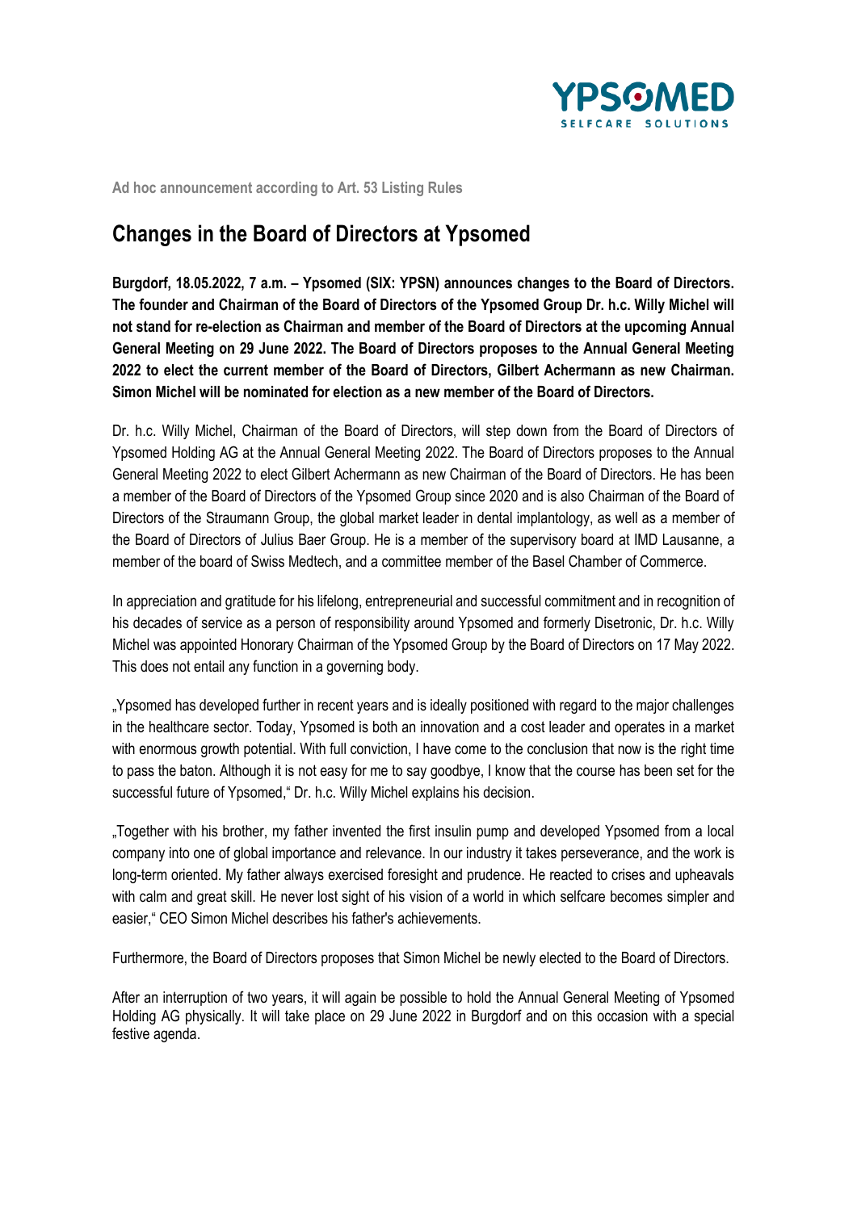Ad hoc announcement according to Art. 53 Listing Rules

# Changes in the Board of Directors at Ypsomed

**Burgdorf, 18.05.2022, 7 a.m. – Ypsomed (SIX: YPSN) announces changes to the Board of Directors. The founder and Chairman of the Board of Directors of the Ypsomed Group Dr. h.c. Willy Michel will not stand for re-election as Chairman and member of the Board of Directors at the upcoming Annual General Meeting on 29 June 2022. The Board of Directors proposes to the Annual General Meeting 2022 to elect the current member of the Board of Directors, Gilbert Achermann as new Chairman. Simon Michel will be nominated for election as a new member of the Board of Directors.**

Dr. h.c. Willy Michel, Chairman of the Board of Directors, will step down from the Board of Directors of Ypsomed Holding AG at the Annual General Meeting 2022. The Board of Directors proposes to the Annual General Meeting 2022 to elect Gilbert Achermann as new Chairman of the Board of Directors. He has been a member of the Board of Directors of the Ypsomed Group since 2020 and is also Chairman of the Board of Directors of the Straumann Group, the global market leader in dental implantology, as well as a member of the Board of Directors of Julius Baer Group. He is a member of the supervisory board at IMD Lausanne, a member of the board of Swiss Medtech, and a committee member of the Basel Chamber of Commerce.

In appreciation and gratitude for his lifelong, entrepreneurial and successful commitment and in recognition of his decades of service as a person of responsibility around Ypsomed and formerly Disetronic, Dr. h.c. Willy Michel was appointed Honorary Chairman of the Ypsomed Group by the Board of Directors on 17 May 2022. This does not entail any function in a governing body.

„Ypsomed has developed further in recent years and is ideally positioned with regard to the major challenges in the healthcare sector. Today, Ypsomed is both an innovation and a cost leader and operates in a market with enormous growth potential. With full conviction, I have come to the conclusion that now is the right time to pass the baton. Although it is not easy for me to say goodbye, I know that the course has been set for the successful future of Ypsomed," Dr. h.c. Willy Michel explains his decision.

„Together with his brother, my father invented the first insulin pump and developed Ypsomed from a local company into one of global importance and relevance. In our industry it takes perseverance, and the work is long-term oriented. My father always exercised foresight and prudence. He reacted to crises and upheavals with calm and great skill. He never lost sight of his vision of a world in which selfcare becomes simpler and easier," CEO Simon Michel describes his father's achievements.

Furthermore, the Board of Directors proposes that Simon Michel be newly elected to the Board of Directors.

After an interruption of two years, it will again be possible to hold the Annual General Meeting of Ypsomed Holding AG physically. It will take place on 29 June 2022 in Burgdorf and on this occasion with a special festive agenda.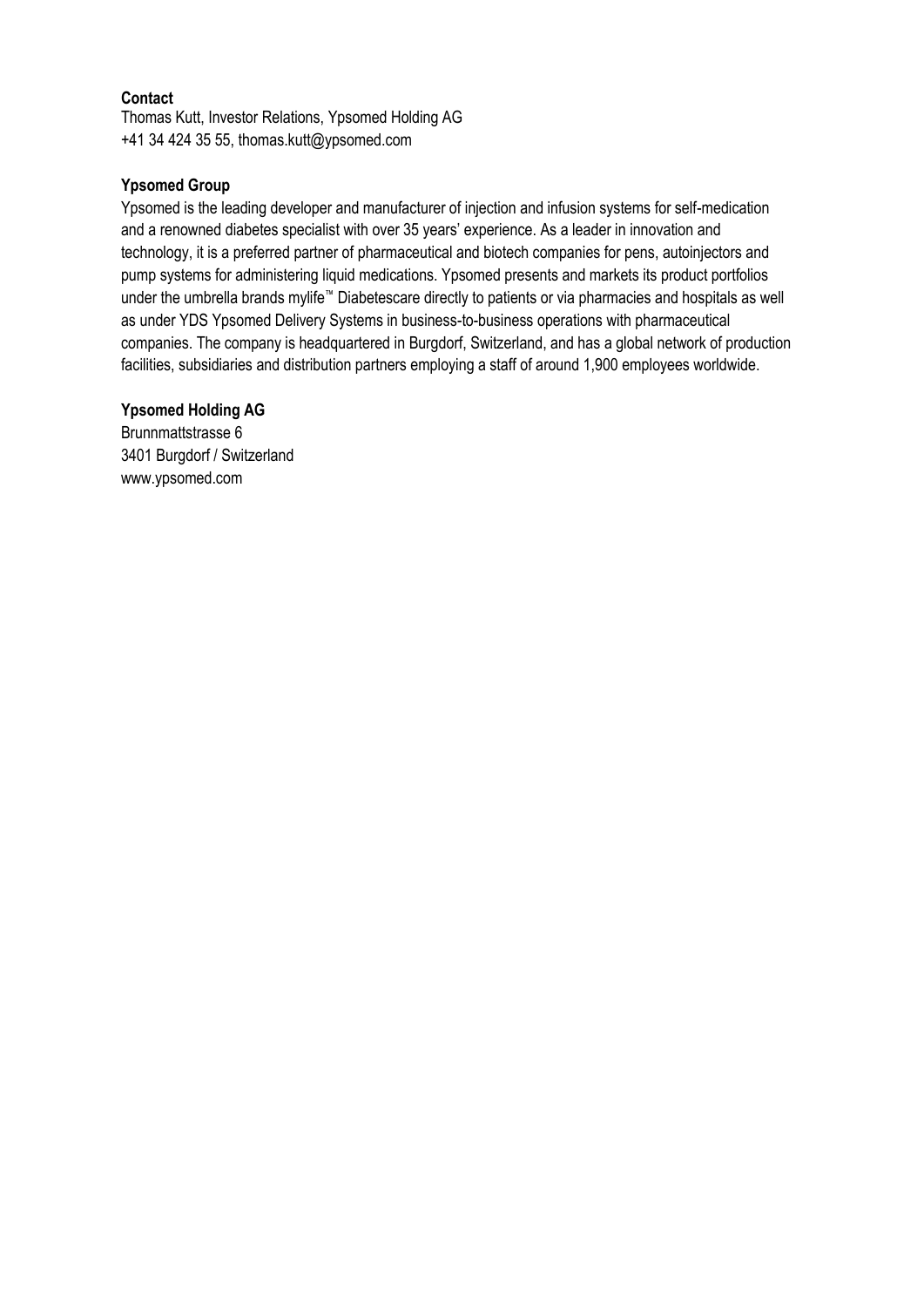**Contact**

Thomas Kutt, Investor Relations, Ypsomed Holding AG
+41 34 424 35 55, thomas.kutt@ypsomed.com

**Ypsomed Group**

Ypsomed is the leading developer and manufacturer of injection and infusion systems for self-medication and a renowned diabetes specialist with over 35 years' experience. As a leader in innovation and technology, it is a preferred partner of pharmaceutical and biotech companies for pens, autoinjectors and pump systems for administering liquid medications. Ypsomed presents and markets its product portfolios under the umbrella brands mylife™ Diabetescare directly to patients or via pharmacies and hospitals as well as under YDS Ypsomed Delivery Systems in business-to-business operations with pharmaceutical companies. The company is headquartered in Burgdorf, Switzerland, and has a global network of production facilities, subsidiaries and distribution partners employing a staff of around 1,900 employees worldwide.

**Ypsomed Holding AG**

Brunnmattstrasse 6
3401 Burgdorf / Switzerland
www.ypsomed.com